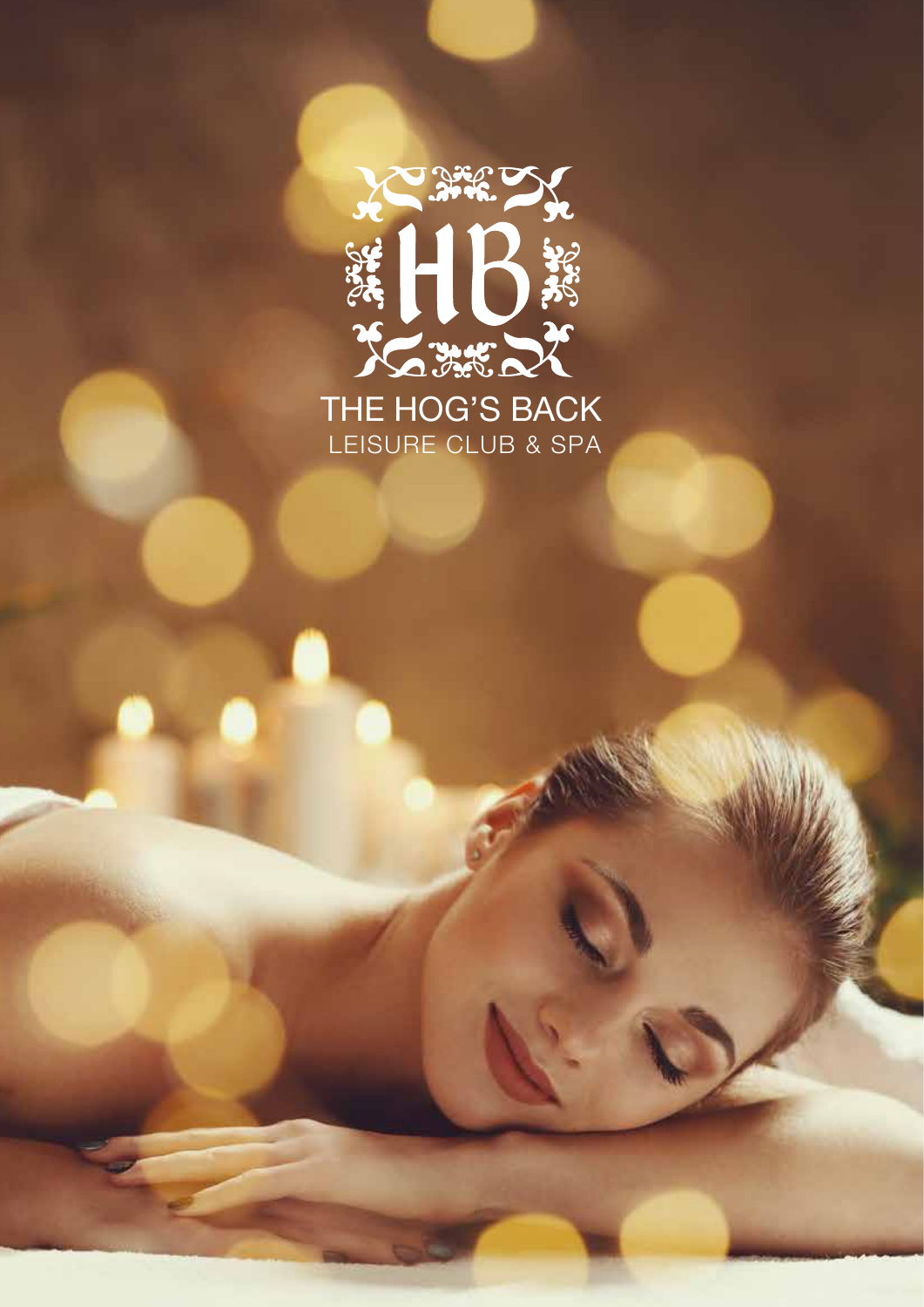# THE HOG'S BACK

LEISURE CLUB & SPA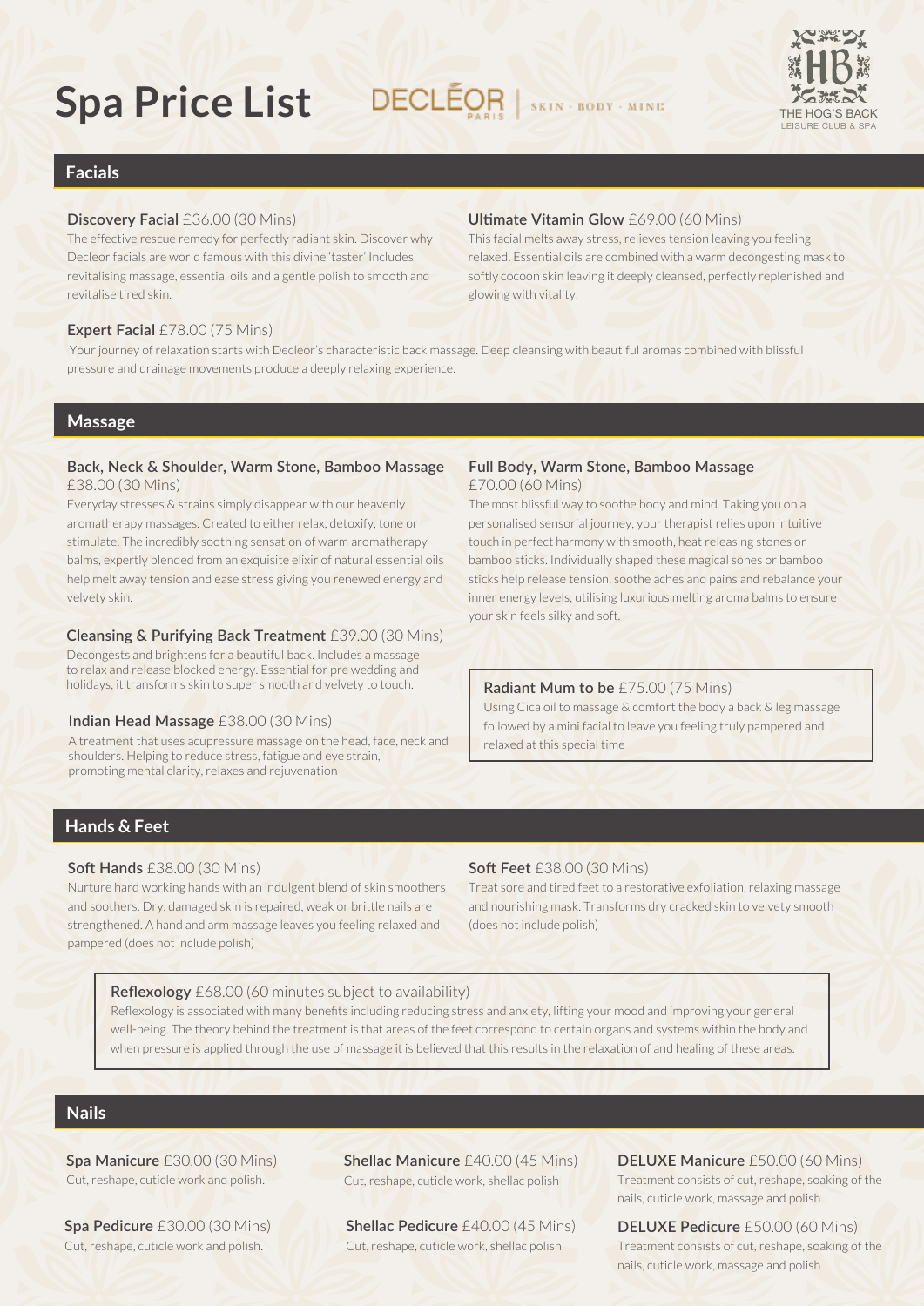# Spa Price List

DECLÉOR PARIS | SKIN · BODY · MIND

THE HOG'S BACK LEISURE CLUB & SPA

## Facials

**Discovery Facial** £36.00 (30 Mins)

The effective rescue remedy for perfectly radiant skin. Discover why Decleor facials are world famous with this divine 'taster' Includes revitalising massage, essential oils and a gentle polish to smooth and revitalise tired skin.

**Ultimate Vitamin Glow** £69.00 (60 Mins)

This facial melts away stress, relieves tension leaving you feeling relaxed. Essential oils are combined with a warm decongesting mask to softly cocoon skin leaving it deeply cleansed, perfectly replenished and glowing with vitality.

**Expert Facial** £78.00 (75 Mins)

Your journey of relaxation starts with Decleor's characteristic back massage. Deep cleansing with beautiful aromas combined with blissful pressure and drainage movements produce a deeply relaxing experience.

## Massage

**Back, Neck & Shoulder, Warm Stone, Bamboo Massage**
£38.00 (30 Mins)

Everyday stresses & strains simply disappear with our heavenly aromatherapy massages. Created to either relax, detoxify, tone or stimulate. The incredibly soothing sensation of warm aromatherapy balms, expertly blended from an exquisite elixir of natural essential oils help melt away tension and ease stress giving you renewed energy and velvety skin.

**Cleansing & Purifying Back Treatment** £39.00 (30 Mins)

Decongests and brightens for a beautiful back. Includes a massage to relax and release blocked energy. Essential for pre wedding and holidays, it transforms skin to super smooth and velvety to touch.

**Indian Head Massage** £38.00 (30 Mins)

A treatment that uses acupressure massage on the head, face, neck and shoulders. Helping to reduce stress, fatigue and eye strain, promoting mental clarity, relaxes and rejuvenation

**Full Body, Warm Stone, Bamboo Massage**
£70.00 (60 Mins)

The most blissful way to soothe body and mind. Taking you on a personalised sensorial journey, your therapist relies upon intuitive touch in perfect harmony with smooth, heat releasing stones or bamboo sticks. Individually shaped these magical sones or bamboo sticks help release tension, soothe aches and pains and rebalance your inner energy levels, utilising luxurious melting aroma balms to ensure your skin feels silky and soft.

**Radiant Mum to be** £75.00 (75 Mins)

Using Cica oil to massage & comfort the body a back & leg massage followed by a mini facial to leave you feeling truly pampered and relaxed at this special time

## Hands & Feet

**Soft Hands** £38.00 (30 Mins)

Nurture hard working hands with an indulgent blend of skin smoothers and soothers. Dry, damaged skin is repaired, weak or brittle nails are strengthened. A hand and arm massage leaves you feeling relaxed and pampered (does not include polish)

**Soft Feet** £38.00 (30 Mins)

Treat sore and tired feet to a restorative exfoliation, relaxing massage and nourishing mask. Transforms dry cracked skin to velvety smooth (does not include polish)

**Reflexology** £68.00 (60 minutes subject to availability)

Reflexology is associated with many benefits including reducing stress and anxiety, lifting your mood and improving your general well-being. The theory behind the treatment is that areas of the feet correspond to certain organs and systems within the body and when pressure is applied through the use of massage it is believed that this results in the relaxation of and healing of these areas.

## Nails

**Spa Manicure** £30.00 (30 Mins)
Cut, reshape, cuticle work and polish.

**Spa Pedicure** £30.00 (30 Mins)
Cut, reshape, cuticle work and polish.

**Shellac Manicure** £40.00 (45 Mins)
Cut, reshape, cuticle work, shellac polish

**Shellac Pedicure** £40.00 (45 Mins)
Cut, reshape, cuticle work, shellac polish

**DELUXE Manicure** £50.00 (60 Mins)
Treatment consists of cut, reshape, soaking of the nails, cuticle work, massage and polish

**DELUXE Pedicure** £50.00 (60 Mins)
Treatment consists of cut, reshape, soaking of the nails, cuticle work, massage and polish